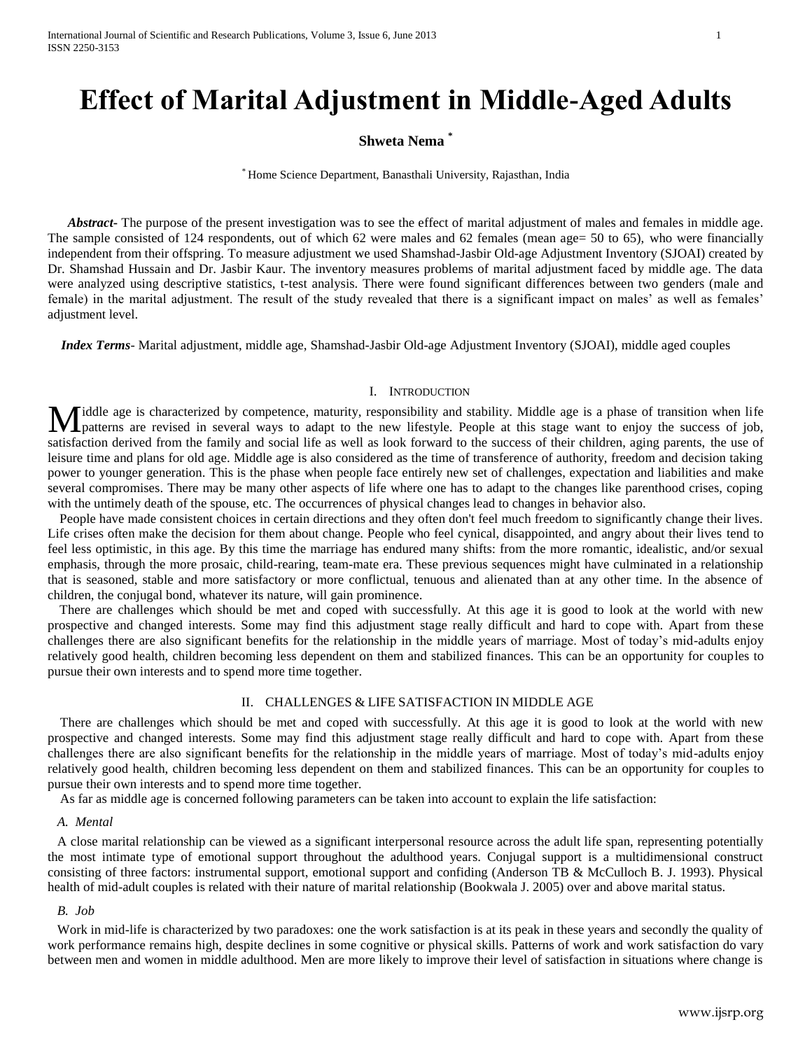# Effect of Marital Adjustment in Middle-Aged Adults

**Shweta Nema** [*]

[*] Home Science Department, Banasthali University, Rajasthan, India

***Abstract***- The purpose of the present investigation was to see the effect of marital adjustment of males and females in middle age. The sample consisted of 124 respondents, out of which 62 were males and 62 females (mean age= 50 to 65), who were financially independent from their offspring. To measure adjustment we used Shamshad-Jasbir Old-age Adjustment Inventory (SJOAI) created by Dr. Shamshad Hussain and Dr. Jasbir Kaur. The inventory measures problems of marital adjustment faced by middle age. The data were analyzed using descriptive statistics, t-test analysis. There were found significant differences between two genders (male and female) in the marital adjustment. The result of the study revealed that there is a significant impact on males' as well as females' adjustment level.

***Index Terms***- Marital adjustment, middle age, Shamshad-Jasbir Old-age Adjustment Inventory (SJOAI), middle aged couples

## I. Introduction

Middle age is characterized by competence, maturity, responsibility and stability. Middle age is a phase of transition when life patterns are revised in several ways to adapt to the new lifestyle. People at this stage want to enjoy the success of job, satisfaction derived from the family and social life as well as look forward to the success of their children, aging parents, the use of leisure time and plans for old age. Middle age is also considered as the time of transference of authority, freedom and decision taking power to younger generation. This is the phase when people face entirely new set of challenges, expectation and liabilities and make several compromises. There may be many other aspects of life where one has to adapt to the changes like parenthood crises, coping with the untimely death of the spouse, etc. The occurrences of physical changes lead to changes in behavior also.

People have made consistent choices in certain directions and they often don't feel much freedom to significantly change their lives. Life crises often make the decision for them about change. People who feel cynical, disappointed, and angry about their lives tend to feel less optimistic, in this age. By this time the marriage has endured many shifts: from the more romantic, idealistic, and/or sexual emphasis, through the more prosaic, child-rearing, team-mate era. These previous sequences might have culminated in a relationship that is seasoned, stable and more satisfactory or more conflictual, tenuous and alienated than at any other time. In the absence of children, the conjugal bond, whatever its nature, will gain prominence.

There are challenges which should be met and coped with successfully. At this age it is good to look at the world with new prospective and changed interests. Some may find this adjustment stage really difficult and hard to cope with. Apart from these challenges there are also significant benefits for the relationship in the middle years of marriage. Most of today's mid-adults enjoy relatively good health, children becoming less dependent on them and stabilized finances. This can be an opportunity for couples to pursue their own interests and to spend more time together.

## II. Challenges & Life Satisfaction in Middle Age

There are challenges which should be met and coped with successfully. At this age it is good to look at the world with new prospective and changed interests. Some may find this adjustment stage really difficult and hard to cope with. Apart from these challenges there are also significant benefits for the relationship in the middle years of marriage. Most of today's mid-adults enjoy relatively good health, children becoming less dependent on them and stabilized finances. This can be an opportunity for couples to pursue their own interests and to spend more time together.

As far as middle age is concerned following parameters can be taken into account to explain the life satisfaction:

### *A. Mental*

A close marital relationship can be viewed as a significant interpersonal resource across the adult life span, representing potentially the most intimate type of emotional support throughout the adulthood years. Conjugal support is a multidimensional construct consisting of three factors: instrumental support, emotional support and confiding (Anderson TB & McCulloch B. J. 1993). Physical health of mid-adult couples is related with their nature of marital relationship (Bookwala J. 2005) over and above marital status.

### *B. Job*

Work in mid-life is characterized by two paradoxes: one the work satisfaction is at its peak in these years and secondly the quality of work performance remains high, despite declines in some cognitive or physical skills. Patterns of work and work satisfaction do vary between men and women in middle adulthood. Men are more likely to improve their level of satisfaction in situations where change is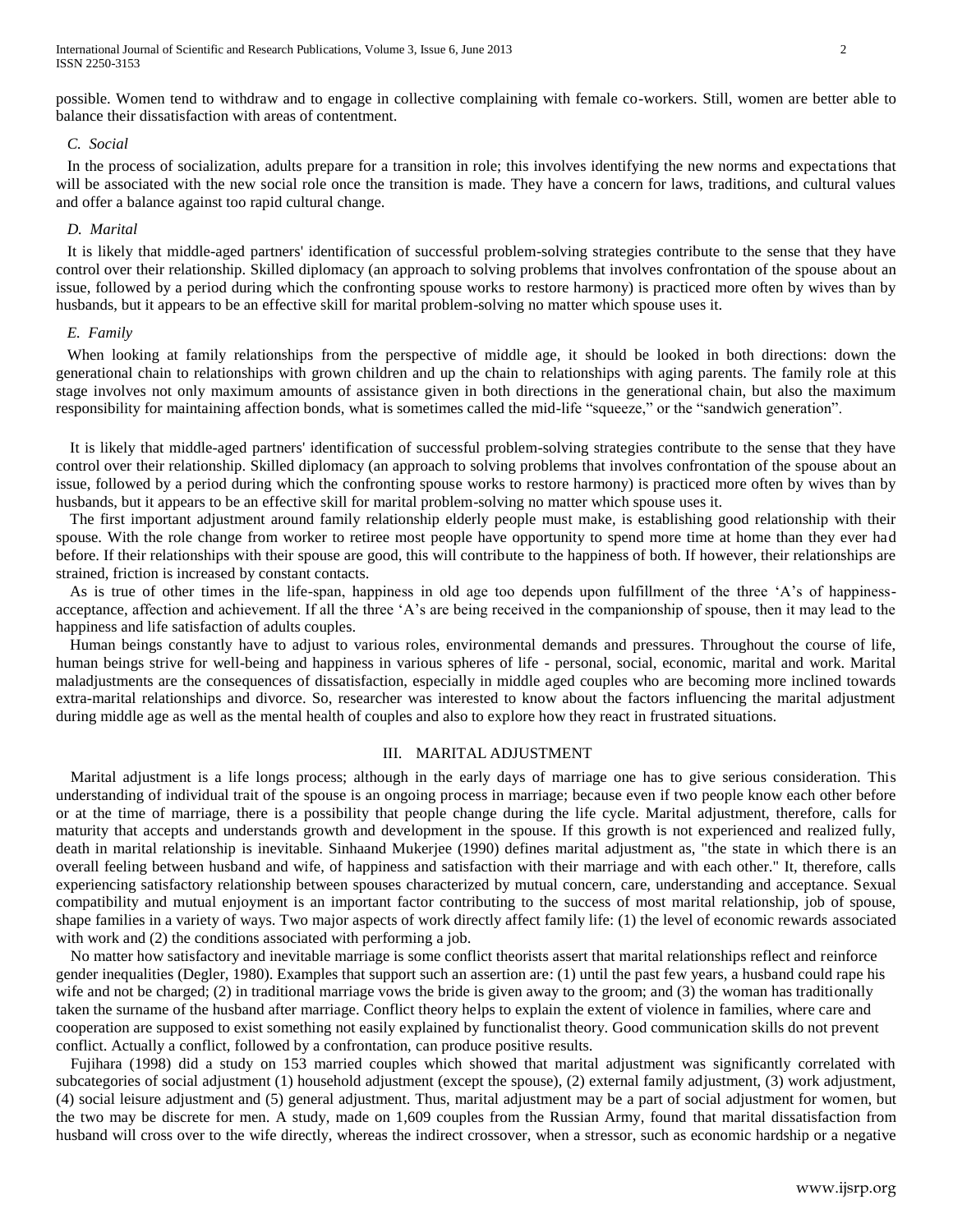possible. Women tend to withdraw and to engage in collective complaining with female co-workers. Still, women are better able to balance their dissatisfaction with areas of contentment.

### *C. Social*

In the process of socialization, adults prepare for a transition in role; this involves identifying the new norms and expectations that will be associated with the new social role once the transition is made. They have a concern for laws, traditions, and cultural values and offer a balance against too rapid cultural change.

### *D. Marital*

It is likely that middle-aged partners' identification of successful problem-solving strategies contribute to the sense that they have control over their relationship. Skilled diplomacy (an approach to solving problems that involves confrontation of the spouse about an issue, followed by a period during which the confronting spouse works to restore harmony) is practiced more often by wives than by husbands, but it appears to be an effective skill for marital problem-solving no matter which spouse uses it.

### *E. Family*

When looking at family relationships from the perspective of middle age, it should be looked in both directions: down the generational chain to relationships with grown children and up the chain to relationships with aging parents. The family role at this stage involves not only maximum amounts of assistance given in both directions in the generational chain, but also the maximum responsibility for maintaining affection bonds, what is sometimes called the mid-life "squeeze," or the "sandwich generation".

It is likely that middle-aged partners' identification of successful problem-solving strategies contribute to the sense that they have control over their relationship. Skilled diplomacy (an approach to solving problems that involves confrontation of the spouse about an issue, followed by a period during which the confronting spouse works to restore harmony) is practiced more often by wives than by husbands, but it appears to be an effective skill for marital problem-solving no matter which spouse uses it.

The first important adjustment around family relationship elderly people must make, is establishing good relationship with their spouse. With the role change from worker to retiree most people have opportunity to spend more time at home than they ever had before. If their relationships with their spouse are good, this will contribute to the happiness of both. If however, their relationships are strained, friction is increased by constant contacts.

As is true of other times in the life-span, happiness in old age too depends upon fulfillment of the three 'A's of happiness-acceptance, affection and achievement. If all the three 'A's are being received in the companionship of spouse, then it may lead to the happiness and life satisfaction of adults couples.

Human beings constantly have to adjust to various roles, environmental demands and pressures. Throughout the course of life, human beings strive for well-being and happiness in various spheres of life - personal, social, economic, marital and work. Marital maladjustments are the consequences of dissatisfaction, especially in middle aged couples who are becoming more inclined towards extra-marital relationships and divorce. So, researcher was interested to know about the factors influencing the marital adjustment during middle age as well as the mental health of couples and also to explore how they react in frustrated situations.

## III. MARITAL ADJUSTMENT

Marital adjustment is a life longs process; although in the early days of marriage one has to give serious consideration. This understanding of individual trait of the spouse is an ongoing process in marriage; because even if two people know each other before or at the time of marriage, there is a possibility that people change during the life cycle. Marital adjustment, therefore, calls for maturity that accepts and understands growth and development in the spouse. If this growth is not experienced and realized fully, death in marital relationship is inevitable. Sinhaand Mukerjee (1990) defines marital adjustment as, "the state in which there is an overall feeling between husband and wife, of happiness and satisfaction with their marriage and with each other." It, therefore, calls experiencing satisfactory relationship between spouses characterized by mutual concern, care, understanding and acceptance. Sexual compatibility and mutual enjoyment is an important factor contributing to the success of most marital relationship, job of spouse, shape families in a variety of ways. Two major aspects of work directly affect family life: (1) the level of economic rewards associated with work and (2) the conditions associated with performing a job.

No matter how satisfactory and inevitable marriage is some conflict theorists assert that marital relationships reflect and reinforce gender inequalities (Degler, 1980). Examples that support such an assertion are: (1) until the past few years, a husband could rape his wife and not be charged; (2) in traditional marriage vows the bride is given away to the groom; and (3) the woman has traditionally taken the surname of the husband after marriage. Conflict theory helps to explain the extent of violence in families, where care and cooperation are supposed to exist something not easily explained by functionalist theory. Good communication skills do not prevent conflict. Actually a conflict, followed by a confrontation, can produce positive results.

Fujihara (1998) did a study on 153 married couples which showed that marital adjustment was significantly correlated with subcategories of social adjustment (1) household adjustment (except the spouse), (2) external family adjustment, (3) work adjustment, (4) social leisure adjustment and (5) general adjustment. Thus, marital adjustment may be a part of social adjustment for women, but the two may be discrete for men. A study, made on 1,609 couples from the Russian Army, found that marital dissatisfaction from husband will cross over to the wife directly, whereas the indirect crossover, when a stressor, such as economic hardship or a negative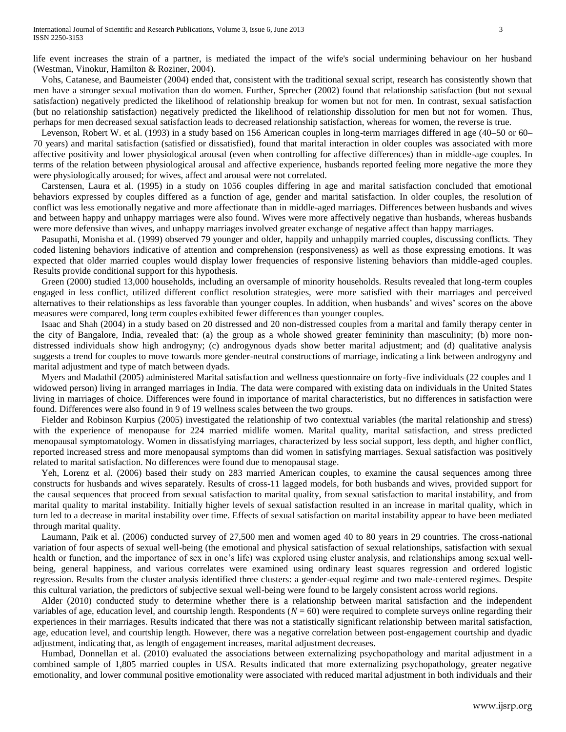life event increases the strain of a partner, is mediated the impact of the wife's social undermining behaviour on her husband (Westman, Vinokur, Hamilton & Roziner, 2004).

Vohs, Catanese, and Baumeister (2004) ended that, consistent with the traditional sexual script, research has consistently shown that men have a stronger sexual motivation than do women. Further, Sprecher (2002) found that relationship satisfaction (but not sexual satisfaction) negatively predicted the likelihood of relationship breakup for women but not for men. In contrast, sexual satisfaction (but no relationship satisfaction) negatively predicted the likelihood of relationship dissolution for men but not for women. Thus, perhaps for men decreased sexual satisfaction leads to decreased relationship satisfaction, whereas for women, the reverse is true.

Levenson, Robert W. et al. (1993) in a study based on 156 American couples in long-term marriages differed in age (40–50 or 60–70 years) and marital satisfaction (satisfied or dissatisfied), found that marital interaction in older couples was associated with more affective positivity and lower physiological arousal (even when controlling for affective differences) than in middle-age couples. In terms of the relation between physiological arousal and affective experience, husbands reported feeling more negative the more they were physiologically aroused; for wives, affect and arousal were not correlated.

Carstensen, Laura et al. (1995) in a study on 1056 couples differing in age and marital satisfaction concluded that emotional behaviors expressed by couples differed as a function of age, gender and marital satisfaction. In older couples, the resolution of conflict was less emotionally negative and more affectionate than in middle-aged marriages. Differences between husbands and wives and between happy and unhappy marriages were also found. Wives were more affectively negative than husbands, whereas husbands were more defensive than wives, and unhappy marriages involved greater exchange of negative affect than happy marriages.

Pasupathi, Monisha et al. (1999) observed 79 younger and older, happily and unhappily married couples, discussing conflicts. They coded listening behaviors indicative of attention and comprehension (responsiveness) as well as those expressing emotions. It was expected that older married couples would display lower frequencies of responsive listening behaviors than middle-aged couples. Results provide conditional support for this hypothesis.

Green (2000) studied 13,000 households, including an oversample of minority households. Results revealed that long-term couples engaged in less conflict, utilized different conflict resolution strategies, were more satisfied with their marriages and perceived alternatives to their relationships as less favorable than younger couples. In addition, when husbands' and wives' scores on the above measures were compared, long term couples exhibited fewer differences than younger couples.

Isaac and Shah (2004) in a study based on 20 distressed and 20 non-distressed couples from a marital and family therapy center in the city of Bangalore, India, revealed that: (a) the group as a whole showed greater femininity than masculinity; (b) more non-distressed individuals show high androgyny; (c) androgynous dyads show better marital adjustment; and (d) qualitative analysis suggests a trend for couples to move towards more gender-neutral constructions of marriage, indicating a link between androgyny and marital adjustment and type of match between dyads.

Myers and Madathil (2005) administered Marital satisfaction and wellness questionnaire on forty-five individuals (22 couples and 1 widowed person) living in arranged marriages in India. The data were compared with existing data on individuals in the United States living in marriages of choice. Differences were found in importance of marital characteristics, but no differences in satisfaction were found. Differences were also found in 9 of 19 wellness scales between the two groups.

Fielder and Robinson Kurpius (2005) investigated the relationship of two contextual variables (the marital relationship and stress) with the experience of menopause for 224 married midlife women. Marital quality, marital satisfaction, and stress predicted menopausal symptomatology. Women in dissatisfying marriages, characterized by less social support, less depth, and higher conflict, reported increased stress and more menopausal symptoms than did women in satisfying marriages. Sexual satisfaction was positively related to marital satisfaction. No differences were found due to menopausal stage.

Yeh, Lorenz et al. (2006) based their study on 283 married American couples, to examine the causal sequences among three constructs for husbands and wives separately. Results of cross-11 lagged models, for both husbands and wives, provided support for the causal sequences that proceed from sexual satisfaction to marital quality, from sexual satisfaction to marital instability, and from marital quality to marital instability. Initially higher levels of sexual satisfaction resulted in an increase in marital quality, which in turn led to a decrease in marital instability over time. Effects of sexual satisfaction on marital instability appear to have been mediated through marital quality.

Laumann, Paik et al. (2006) conducted survey of 27,500 men and women aged 40 to 80 years in 29 countries. The cross-national variation of four aspects of sexual well-being (the emotional and physical satisfaction of sexual relationships, satisfaction with sexual health or function, and the importance of sex in one's life) was explored using cluster analysis, and relationships among sexual well-being, general happiness, and various correlates were examined using ordinary least squares regression and ordered logistic regression. Results from the cluster analysis identified three clusters: a gender-equal regime and two male-centered regimes. Despite this cultural variation, the predictors of subjective sexual well-being were found to be largely consistent across world regions.

Alder (2010) conducted study to determine whether there is a relationship between marital satisfaction and the independent variables of age, education level, and courtship length. Respondents ($N = 60$) were required to complete surveys online regarding their experiences in their marriages. Results indicated that there was not a statistically significant relationship between marital satisfaction, age, education level, and courtship length. However, there was a negative correlation between post-engagement courtship and dyadic adjustment, indicating that, as length of engagement increases, marital adjustment decreases.

Humbad, Donnellan et al. (2010) evaluated the associations between externalizing psychopathology and marital adjustment in a combined sample of 1,805 married couples in USA. Results indicated that more externalizing psychopathology, greater negative emotionality, and lower communal positive emotionality were associated with reduced marital adjustment in both individuals and their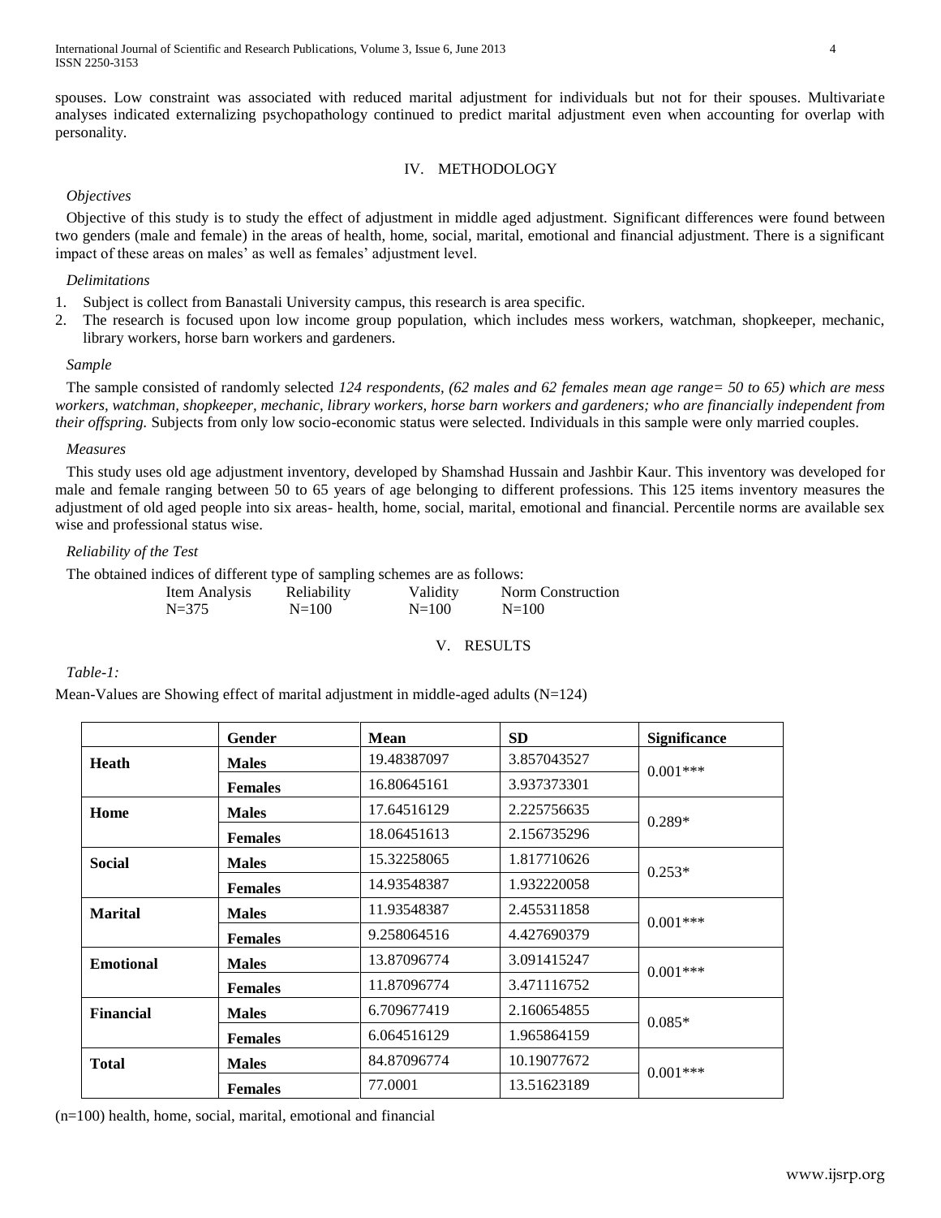spouses. Low constraint was associated with reduced marital adjustment for individuals but not for their spouses. Multivariate analyses indicated externalizing psychopathology continued to predict marital adjustment even when accounting for overlap with personality.

## IV. METHODOLOGY

### *Objectives*

Objective of this study is to study the effect of adjustment in middle aged adjustment. Significant differences were found between two genders (male and female) in the areas of health, home, social, marital, emotional and financial adjustment. There is a significant impact of these areas on males' as well as females' adjustment level.

### *Delimitations*

1. Subject is collect from Banastali University campus, this research is area specific.
2. The research is focused upon low income group population, which includes mess workers, watchman, shopkeeper, mechanic, library workers, horse barn workers and gardeners.

### *Sample*

The sample consisted of randomly selected *124 respondents, (62 males and 62 females mean age range= 50 to 65) which are mess workers, watchman, shopkeeper, mechanic, library workers, horse barn workers and gardeners; who are financially independent from their offspring.* Subjects from only low socio-economic status were selected. Individuals in this sample were only married couples.

### *Measures*

This study uses old age adjustment inventory, developed by Shamshad Hussain and Jashbir Kaur. This inventory was developed for male and female ranging between 50 to 65 years of age belonging to different professions. This 125 items inventory measures the adjustment of old aged people into six areas- health, home, social, marital, emotional and financial. Percentile norms are available sex wise and professional status wise.

### *Reliability of the Test*

The obtained indices of different type of sampling schemes are as follows:

| Item Analysis | Reliability | Validity | Norm Construction |
|---|---|---|---|
| N=375 | N=100 | N=100 | N=100 |

## V. RESULTS

*Table-1:*

Mean-Values are Showing effect of marital adjustment in middle-aged adults (N=124)

| | Gender | Mean | SD | Significance |
|---|---|---|---|---|
| **Heath** | **Males** | 19.48387097 | 3.857043527 | 0.001*** |
| | **Females** | 16.80645161 | 3.937373301 | |
| **Home** | **Males** | 17.64516129 | 2.225756635 | 0.289* |
| | **Females** | 18.06451613 | 2.156735296 | |
| **Social** | **Males** | 15.32258065 | 1.817710626 | 0.253* |
| | **Females** | 14.93548387 | 1.932220058 | |
| **Marital** | **Males** | 11.93548387 | 2.455311858 | 0.001*** |
| | **Females** | 9.258064516 | 4.427690379 | |
| **Emotional** | **Males** | 13.87096774 | 3.091415247 | 0.001*** |
| | **Females** | 11.87096774 | 3.471116752 | |
| **Financial** | **Males** | 6.709677419 | 2.160654855 | 0.085* |
| | **Females** | 6.064516129 | 1.965864159 | |
| **Total** | **Males** | 84.87096774 | 10.19077672 | 0.001*** |
| | **Females** | 77.0001 | 13.51623189 | |

(n=100) health, home, social, marital, emotional and financial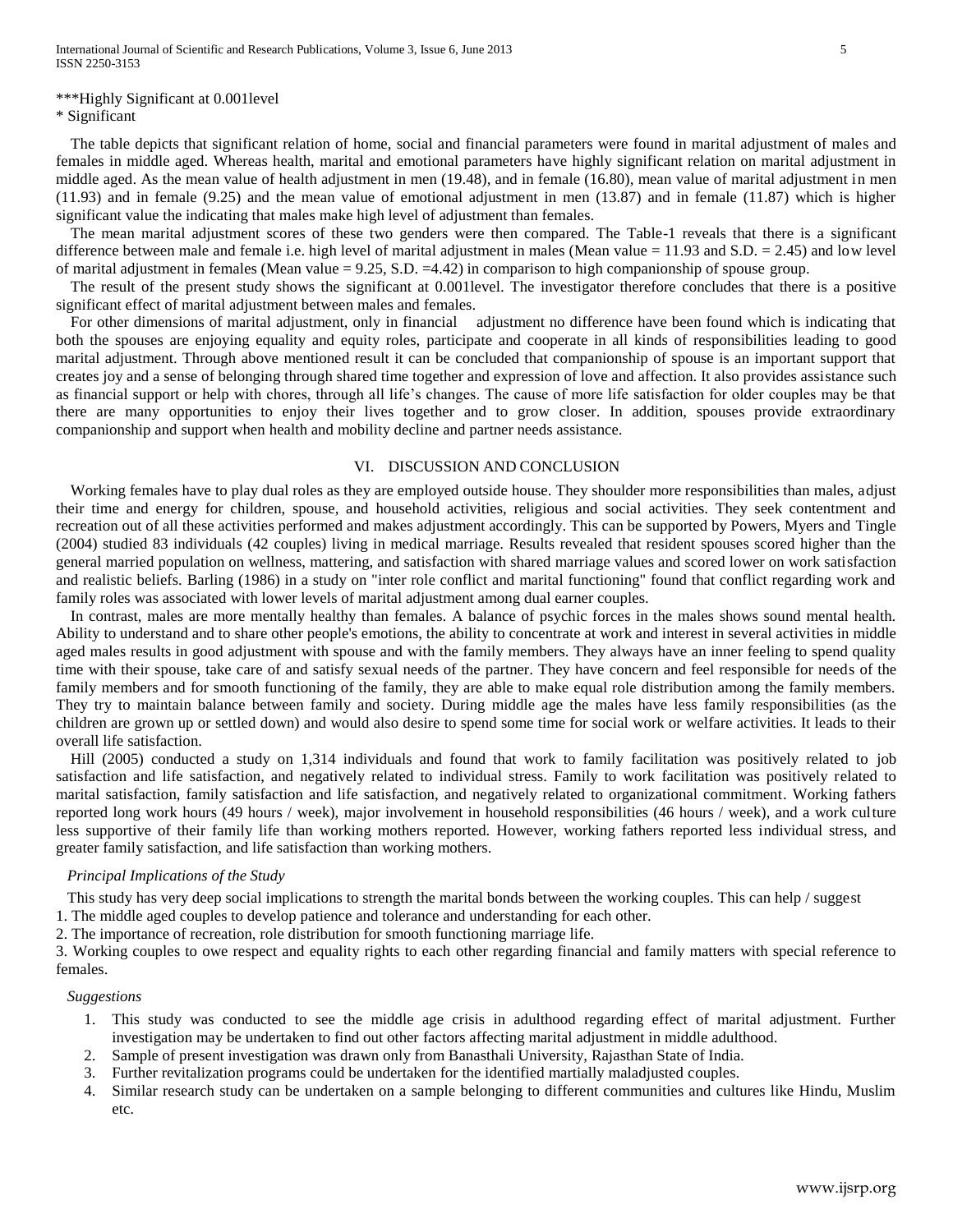***Highly Significant at 0.001level
* Significant

The table depicts that significant relation of home, social and financial parameters were found in marital adjustment of males and females in middle aged. Whereas health, marital and emotional parameters have highly significant relation on marital adjustment in middle aged. As the mean value of health adjustment in men (19.48), and in female (16.80), mean value of marital adjustment in men (11.93) and in female (9.25) and the mean value of emotional adjustment in men (13.87) and in female (11.87) which is higher significant value the indicating that males make high level of adjustment than females.

The mean marital adjustment scores of these two genders were then compared. The Table-1 reveals that there is a significant difference between male and female i.e. high level of marital adjustment in males (Mean value = 11.93 and S.D. = 2.45) and low level of marital adjustment in females (Mean value = 9.25, S.D. =4.42) in comparison to high companionship of spouse group.

The result of the present study shows the significant at 0.001level. The investigator therefore concludes that there is a positive significant effect of marital adjustment between males and females.

For other dimensions of marital adjustment, only in financial adjustment no difference have been found which is indicating that both the spouses are enjoying equality and equity roles, participate and cooperate in all kinds of responsibilities leading to good marital adjustment. Through above mentioned result it can be concluded that companionship of spouse is an important support that creates joy and a sense of belonging through shared time together and expression of love and affection. It also provides assistance such as financial support or help with chores, through all life's changes. The cause of more life satisfaction for older couples may be that there are many opportunities to enjoy their lives together and to grow closer. In addition, spouses provide extraordinary companionship and support when health and mobility decline and partner needs assistance.

## VI. DISCUSSION AND CONCLUSION

Working females have to play dual roles as they are employed outside house. They shoulder more responsibilities than males, adjust their time and energy for children, spouse, and household activities, religious and social activities. They seek contentment and recreation out of all these activities performed and makes adjustment accordingly. This can be supported by Powers, Myers and Tingle (2004) studied 83 individuals (42 couples) living in medical marriage. Results revealed that resident spouses scored higher than the general married population on wellness, mattering, and satisfaction with shared marriage values and scored lower on work satisfaction and realistic beliefs. Barling (1986) in a study on "inter role conflict and marital functioning" found that conflict regarding work and family roles was associated with lower levels of marital adjustment among dual earner couples.

In contrast, males are more mentally healthy than females. A balance of psychic forces in the males shows sound mental health. Ability to understand and to share other people's emotions, the ability to concentrate at work and interest in several activities in middle aged males results in good adjustment with spouse and with the family members. They always have an inner feeling to spend quality time with their spouse, take care of and satisfy sexual needs of the partner. They have concern and feel responsible for needs of the family members and for smooth functioning of the family, they are able to make equal role distribution among the family members. They try to maintain balance between family and society. During middle age the males have less family responsibilities (as the children are grown up or settled down) and would also desire to spend some time for social work or welfare activities. It leads to their overall life satisfaction.

Hill (2005) conducted a study on 1,314 individuals and found that work to family facilitation was positively related to job satisfaction and life satisfaction, and negatively related to individual stress. Family to work facilitation was positively related to marital satisfaction, family satisfaction and life satisfaction, and negatively related to organizational commitment. Working fathers reported long work hours (49 hours / week), major involvement in household responsibilities (46 hours / week), and a work culture less supportive of their family life than working mothers reported. However, working fathers reported less individual stress, and greater family satisfaction, and life satisfaction than working mothers.

### *Principal Implications of the Study*

This study has very deep social implications to strength the marital bonds between the working couples. This can help / suggest

1. The middle aged couples to develop patience and tolerance and understanding for each other.
2. The importance of recreation, role distribution for smooth functioning marriage life.
3. Working couples to owe respect and equality rights to each other regarding financial and family matters with special reference to females.

### *Suggestions*

1. This study was conducted to see the middle age crisis in adulthood regarding effect of marital adjustment. Further investigation may be undertaken to find out other factors affecting marital adjustment in middle adulthood.
2. Sample of present investigation was drawn only from Banasthali University, Rajasthan State of India.
3. Further revitalization programs could be undertaken for the identified martially maladjusted couples.
4. Similar research study can be undertaken on a sample belonging to different communities and cultures like Hindu, Muslim etc.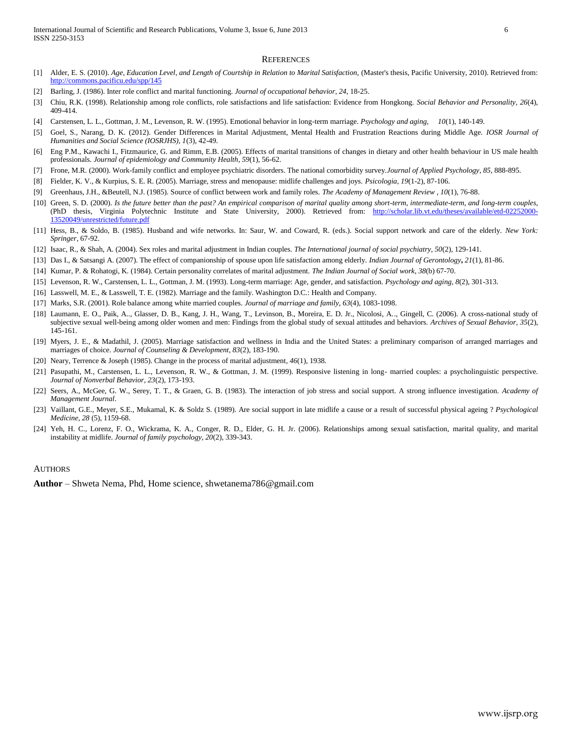## REFERENCES

[1] Alder, E. S. (2010). *Age, Education Level, and Length of Courtship in Relation to Marital Satisfaction*, (Master's thesis, Pacific University, 2010). Retrieved from: http://commons.pacificu.edu/spp/145

[2] Barling, J. (1986). Inter role conflict and marital functioning. *Journal of occupational behavior, 24*, 18-25.

[3] Chiu, R.K. (1998). Relationship among role conflicts, role satisfactions and life satisfaction: Evidence from Hongkong. *Social Behavior and Personality, 26*(4), 409-414.

[4] Carstensen, L. L., Gottman, J. M., Levenson, R. W. (1995). Emotional behavior in long-term marriage. *Psychology and aging, 10*(1), 140-149.

[5] Goel, S., Narang, D. K. (2012). Gender Differences in Marital Adjustment, Mental Health and Frustration Reactions during Middle Age. *IOSR Journal of Humanities and Social Science (IOSRJHS), 1*(3), 42-49.

[6] Eng P.M., Kawachi I., Fitzmaurice, G. and Rimm, E.B. (2005). Effects of marital transitions of changes in dietary and other health behaviour in US male health professionals. *Journal of epidemiology and Community Health, 59*(1), 56-62.

[7] Frone, M.R. (2000). Work-family conflict and employee psychiatric disorders. The national comorbidity survey.*Journal of Applied Psychology, 85*, 888-895.

[8] Fielder, K. V., & Kurpius, S. E. R. (2005). Marriage, stress and menopause: midlife challenges and joys. *Psicologia, 19*(1-2), 87-106.

[9] Greenhaus, J.H., &Beutell, N.J. (1985). Source of conflict between work and family roles. *The Academy of Management Review , 10*(1), 76-88.

[10] Green, S. D. (2000). *Is the future better than the past? An empirical comparison of marital quality among short-term, intermediate-term, and long-term couples,* (PhD thesis, Virginia Polytechnic Institute and State University, 2000). Retrieved from: http://scholar.lib.vt.edu/theses/available/etd-02252000-13520049/unrestricted/future.pdf

[11] Hess, B., & Soldo, B. (1985). Husband and wife networks. In: Saur, W. and Coward, R. (eds.). Social support network and care of the elderly. *New York: Springer*, 67-92.

[12] Isaac, R., & Shah, A. (2004). Sex roles and marital adjustment in Indian couples. *The International journal of social psychiatry, 50*(2), 129-141.

[13] Das I., & Satsangi A. (2007). The effect of companionship of spouse upon life satisfaction among elderly. *Indian Journal of Gerontology*, *21*(1), 81-86.

[14] Kumar, P. & Rohatogi, K. (1984). Certain personality correlates of marital adjustment. *The Indian Journal of Social work, 38*(b) 67-70.

[15] Levenson, R. W., Carstensen, L. L., Gottman, J. M. (1993). Long-term marriage: Age, gender, and satisfaction. *Psychology and aging, 8*(2), 301-313.

[16] Lasswell, M. E., & Lasswell, T. E. (1982). Marriage and the family. Washington D.C.: Health and Company.

[17] Marks, S.R. (2001). Role balance among white married couples. *Journal of marriage and family, 63*(4), 1083-1098.

[18] Laumann, E. O., Paik, A.., Glasser, D. B., Kang, J. H., Wang, T., Levinson, B., Moreira, E. D. Jr., Nicolosi, A.., Gingell, C. (2006). A cross-national study of subjective sexual well-being among older women and men: Findings from the global study of sexual attitudes and behaviors. *Archives of Sexual Behavior, 35*(2), 145-161.

[19] Myers, J. E., & Madathil, J. (2005). Marriage satisfaction and wellness in India and the United States: a preliminary comparison of arranged marriages and marriages of choice. *Journal of Counseling & Development, 83*(2), 183-190.

[20] Neary, Terrence & Joseph (1985). Change in the process of marital adjustment, *46*(1), 1938.

[21] Pasupathi, M., Carstensen, L. L., Levenson, R. W., & Gottman, J. M. (1999). Responsive listening in long- married couples: a psycholinguistic perspective. *Journal of Nonverbal Behavior, 23*(2), 173-193.

[22] Seers, A., McGee, G. W., Serey, T. T., & Graen, G. B. (1983). The interaction of job stress and social support. A strong influence investigation. *Academy of Management Journal*.

[23] Vaillant, G.E., Meyer, S.E., Mukamal, K. & Soldz S. (1989). Are social support in late midlife a cause or a result of successful physical ageing ? *Psychological Medicine, 28* (5), 1159-68.

[24] Yeh, H. C., Lorenz, F. O., Wickrama, K. A., Conger, R. D., Elder, G. H. Jr. (2006). Relationships among sexual satisfaction, marital quality, and marital instability at midlife. *Journal of family psychology, 20*(2), 339-343.

## AUTHORS

**Author** – Shweta Nema, Phd, Home science, shwetanema786@gmail.com